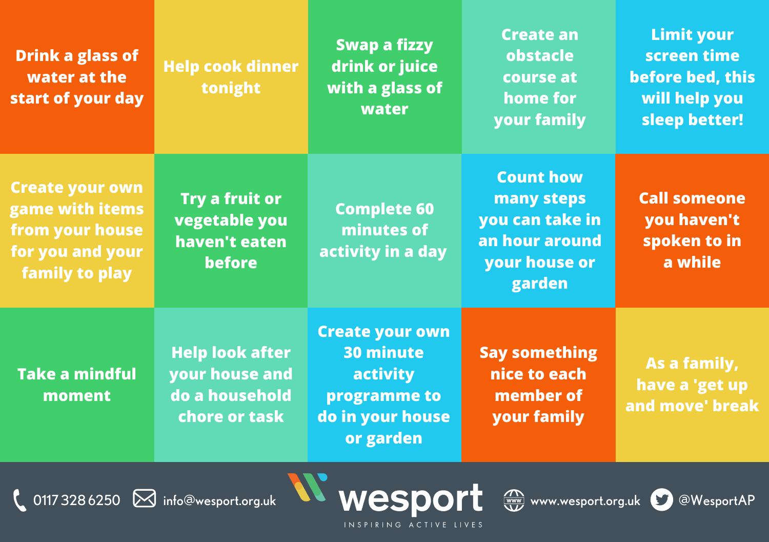| | | | | |
|---|---|---|---|---|
| Drink a glass of water at the start of your day | Help cook dinner tonight | Swap a fizzy drink or juice with a glass of water | Create an obstacle course at home for your family | Limit your screen time before bed, this will help you sleep better! |
| Create your own game with items from your house for you and your family to play | Try a fruit or vegetable you haven't eaten before | Complete 60 minutes of activity in a day | Count how many steps you can take in an hour around your house or garden | Call someone you haven't spoken to in a while |
| Take a mindful moment | Help look after your house and do a household chore or task | Create your own 30 minute activity programme to do in your house or garden | Say something nice to each member of your family | As a family, have a 'get up and move' break |

0117 328 6250 | info@wesport.org.uk

**wesport**

INSPIRING ACTIVE LIVES

www.wesport.org.uk | @WesportAP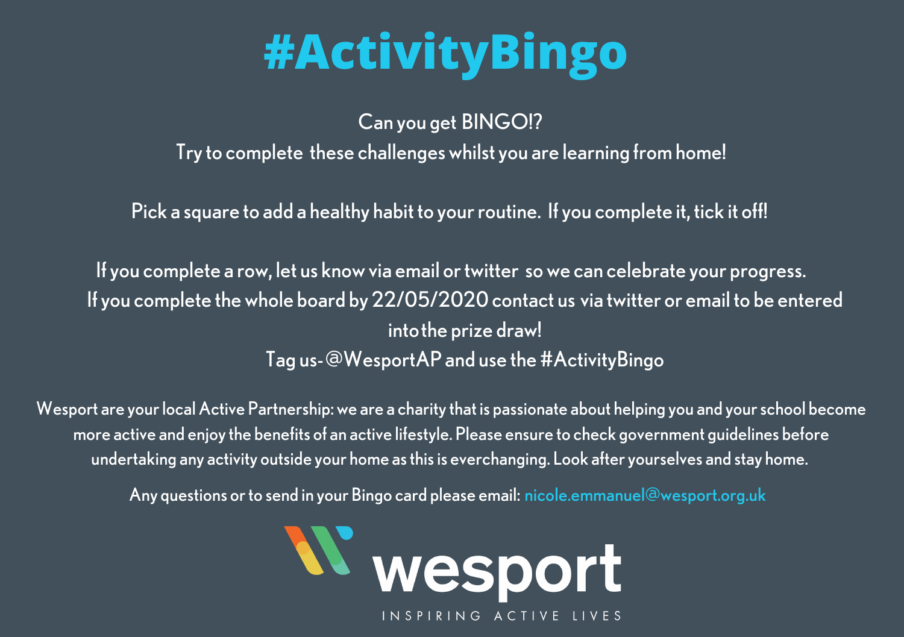# #ActivityBingo

Can you get BINGO!?

Try to complete these challenges whilst you are learning from home!

Pick a square to add a healthy habit to your routine. If you complete it, tick it off!

If you complete a row, let us know via email or twitter so we can celebrate your progress.

If you complete the whole board by 22/05/2020 contact us via twitter or email to be entered into the prize draw!

Tag us- @WesportAP and use the #ActivityBingo

Wesport are your local Active Partnership: we are a charity that is passionate about helping you and your school become more active and enjoy the benefits of an active lifestyle. Please ensure to check government guidelines before undertaking any activity outside your home as this is everchanging. Look after yourselves and stay home.

Any questions or to send in your Bingo card please email: nicole.emmanuel@wesport.org.uk

wesport

INSPIRING ACTIVE LIVES